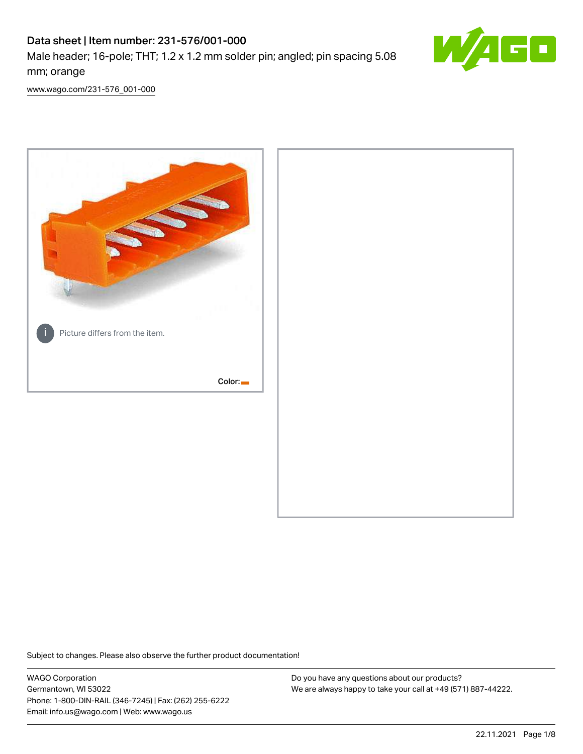# Data sheet | Item number: 231-576/001-000

Male header; 16-pole; THT; 1.2 x 1.2 mm solder pin; angled; pin spacing 5.08 mm; orange

www.wago.com/231-576_001-000

Picture differs from the item.

Color:

Subject to changes. Please also observe the further product documentation!

WAGO Corporation
Germantown, WI 53022
Phone: 1-800-DIN-RAIL (346-7245) | Fax: (262) 255-6222
Email: info.us@wago.com | Web: www.wago.us

Do you have any questions about our products?
We are always happy to take your call at +49 (571) 887-44222.

22.11.2021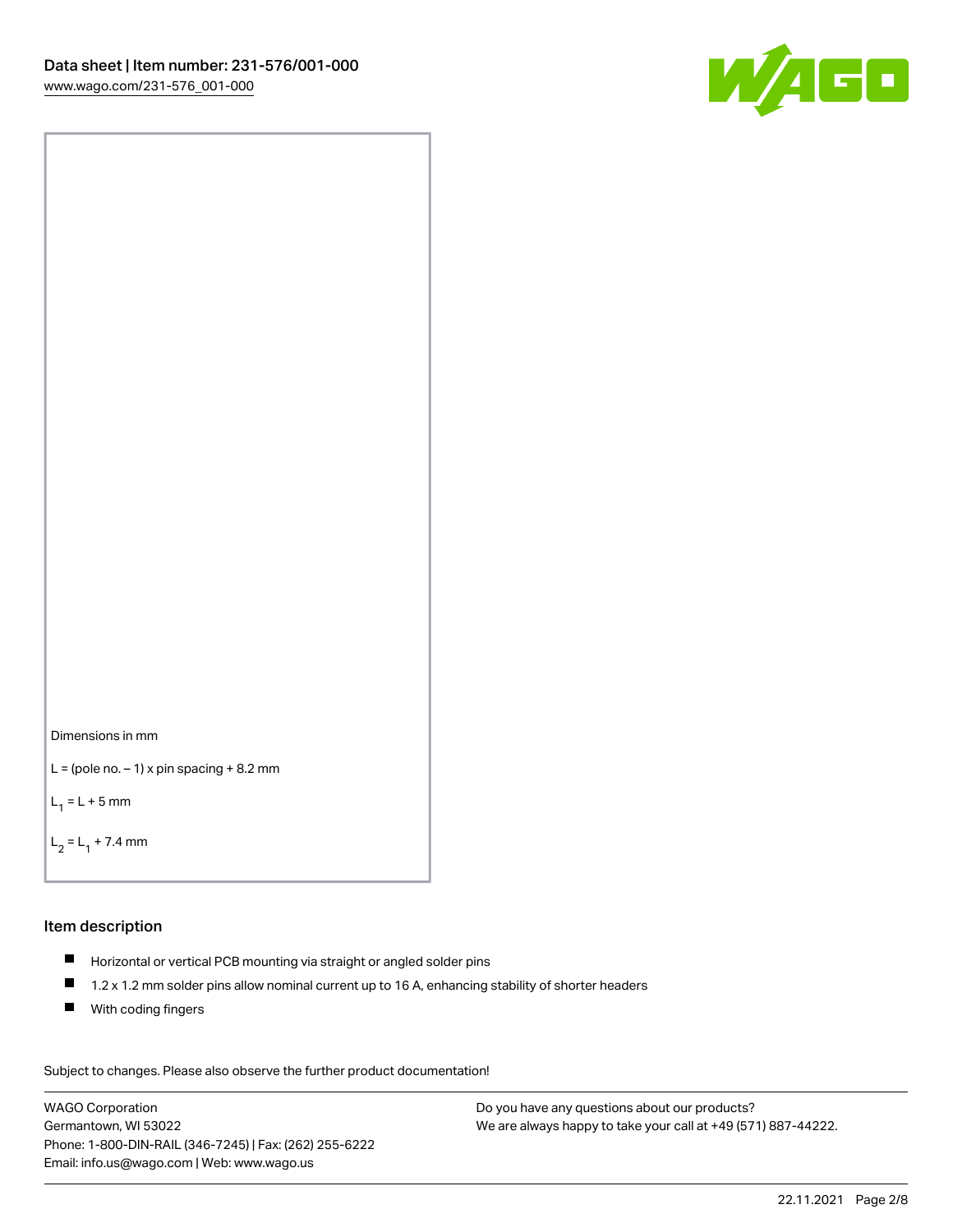Dimensions in mm

L = (pole no. − 1) x pin spacing + 8.2 mm

$L_1$ = L + 5 mm

$L_2$ = $L_1$ + 7.4 mm

## Item description

- Horizontal or vertical PCB mounting via straight or angled solder pins
- 1.2 x 1.2 mm solder pins allow nominal current up to 16 A, enhancing stability of shorter headers
- With coding fingers

Subject to changes. Please also observe the further product documentation!

WAGO Corporation
Germantown, WI 53022
Phone: 1-800-DIN-RAIL (346-7245) | Fax: (262) 255-6222
Email: info.us@wago.com | Web: www.wago.us

Do you have any questions about our products?
We are always happy to take your call at +49 (571) 887-44222.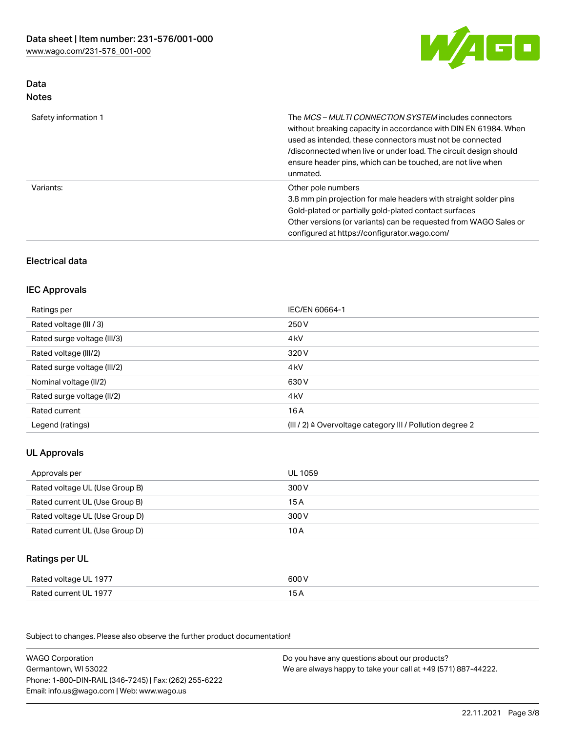## Data
### Notes

| | |
|---|---|
| Safety information 1 | The *MCS – MULTI CONNECTION SYSTEM* includes connectors without breaking capacity in accordance with DIN EN 61984. When used as intended, these connectors must not be connected /disconnected when live or under load. The circuit design should ensure header pins, which can be touched, are not live when unmated. |
| Variants: | Other pole numbers<br>3.8 mm pin projection for male headers with straight solder pins<br>Gold-plated or partially gold-plated contact surfaces<br>Other versions (or variants) can be requested from WAGO Sales or configured at https://configurator.wago.com/ |

## Electrical data

### IEC Approvals

| | |
|---|---|
| Ratings per | IEC/EN 60664-1 |
| Rated voltage (III / 3) | 250 V |
| Rated surge voltage (III/3) | 4 kV |
| Rated voltage (III/2) | 320 V |
| Rated surge voltage (III/2) | 4 kV |
| Nominal voltage (II/2) | 630 V |
| Rated surge voltage (II/2) | 4 kV |
| Rated current | 16 A |
| Legend (ratings) | (III / 2) ≙ Overvoltage category III / Pollution degree 2 |

### UL Approvals

| | |
|---|---|
| Approvals per | UL 1059 |
| Rated voltage UL (Use Group B) | 300 V |
| Rated current UL (Use Group B) | 15 A |
| Rated voltage UL (Use Group D) | 300 V |
| Rated current UL (Use Group D) | 10 A |

### Ratings per UL

| | |
|---|---|
| Rated voltage UL 1977 | 600 V |
| Rated current UL 1977 | 15 A |

Subject to changes. Please also observe the further product documentation!

WAGO Corporation
Germantown, WI 53022
Phone: 1-800-DIN-RAIL (346-7245) | Fax: (262) 255-6222
Email: info.us@wago.com | Web: www.wago.us

Do you have any questions about our products?
We are always happy to take your call at +49 (571) 887-44222.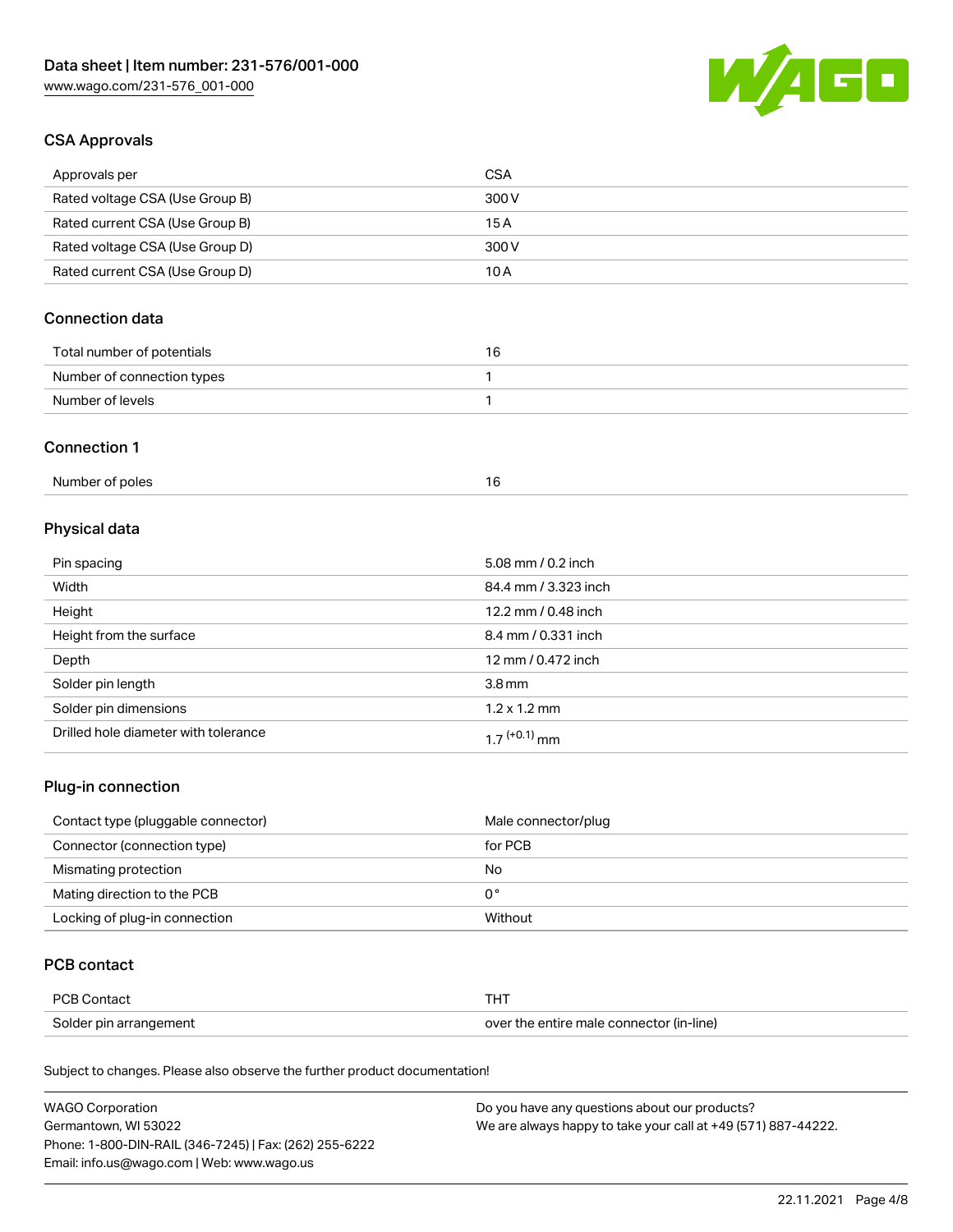## CSA Approvals

| Approvals per | CSA |
| --- | --- |
| Rated voltage CSA (Use Group B) | 300 V |
| Rated current CSA (Use Group B) | 15 A |
| Rated voltage CSA (Use Group D) | 300 V |
| Rated current CSA (Use Group D) | 10 A |

## Connection data

| Total number of potentials | 16 |
| --- | --- |
| Number of connection types | 1 |
| Number of levels | 1 |

## Connection 1

| Number of poles | 16 |
| --- | --- |

## Physical data

| Pin spacing | 5.08 mm / 0.2 inch |
| --- | --- |
| Width | 84.4 mm / 3.323 inch |
| Height | 12.2 mm / 0.48 inch |
| Height from the surface | 8.4 mm / 0.331 inch |
| Depth | 12 mm / 0.472 inch |
| Solder pin length | 3.8 mm |
| Solder pin dimensions | 1.2 x 1.2 mm |
| Drilled hole diameter with tolerance | $1.7^{(+0.1)}$ mm |

## Plug-in connection

| Contact type (pluggable connector) | Male connector/plug |
| --- | --- |
| Connector (connection type) | for PCB |
| Mismating protection | No |
| Mating direction to the PCB | 0° |
| Locking of plug-in connection | Without |

## PCB contact

| PCB Contact | THT |
| --- | --- |
| Solder pin arrangement | over the entire male connector (in-line) |

Subject to changes. Please also observe the further product documentation!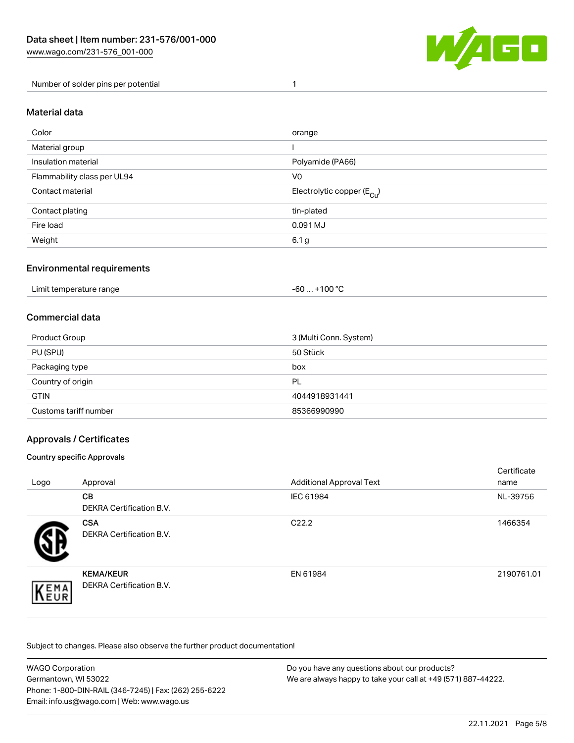| Number of solder pins per potential | 1 |
| --- | --- |

## Material data

| Color | orange |
| --- | --- |
| Material group | I |
| Insulation material | Polyamide (PA66) |
| Flammability class per UL94 | V0 |
| Contact material | Electrolytic copper ($E_{Cu}$) |
| Contact plating | tin-plated |
| Fire load | 0.091 MJ |
| Weight | 6.1 g |

## Environmental requirements

| Limit temperature range | -60 … +100 °C |
| --- | --- |

## Commercial data

| Product Group | 3 (Multi Conn. System) |
| --- | --- |
| PU (SPU) | 50 Stück |
| Packaging type | box |
| Country of origin | PL |
| GTIN | 4044918931441 |
| Customs tariff number | 85366990990 |

## Approvals / Certificates

### Country specific Approvals

| Logo | Approval | Additional Approval Text | Certificate name |
| --- | --- | --- | --- |
| | **CB** DEKRA Certification B.V. | IEC 61984 | NL-39756 |
| | **CSA** DEKRA Certification B.V. | C22.2 | 1466354 |
| | **KEMA/KEUR** DEKRA Certification B.V. | EN 61984 | 2190761.01 |

Subject to changes. Please also observe the further product documentation!

WAGO Corporation
Germantown, WI 53022
Phone: 1-800-DIN-RAIL (346-7245) | Fax: (262) 255-6222
Email: info.us@wago.com | Web: www.wago.us

Do you have any questions about our products?
We are always happy to take your call at +49 (571) 887-44222.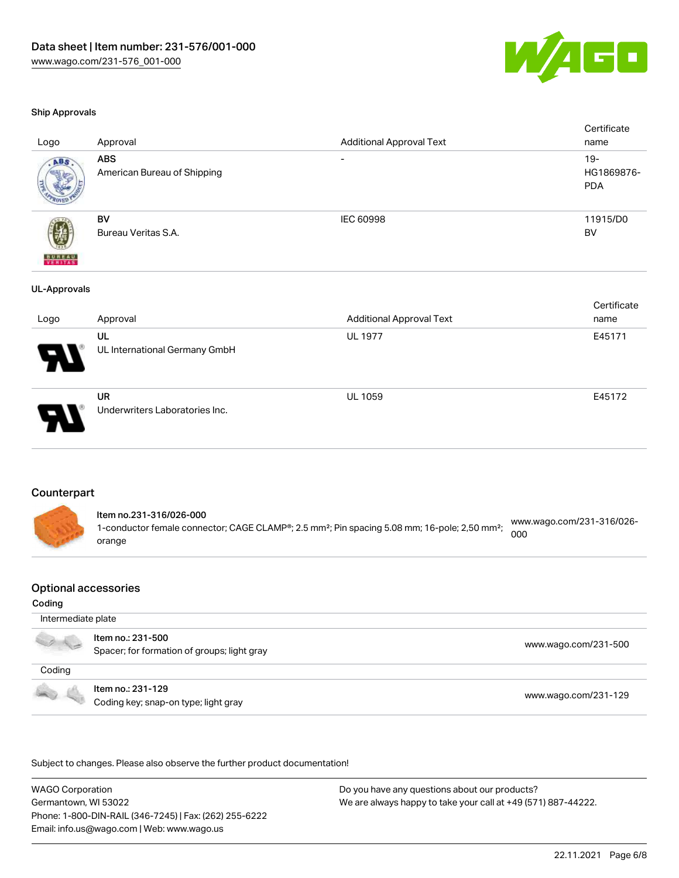### Ship Approvals

| Logo | Approval | Additional Approval Text | Certificate name |
| --- | --- | --- | --- |
| | **ABS**<br>American Bureau of Shipping | - | 19-HG1869876-PDA |
| | **BV**<br>Bureau Veritas S.A. | IEC 60998 | 11915/D0 BV |

### UL-Approvals

| Logo | Approval | Additional Approval Text | Certificate name |
| --- | --- | --- | --- |
| | **UL**<br>UL International Germany GmbH | UL 1977 | E45171 |
| | **UR**<br>Underwriters Laboratories Inc. | UL 1059 | E45172 |

## Counterpart

**Item no.231-316/026-000**
1-conductor female connector; CAGE CLAMP®; 2.5 mm²; Pin spacing 5.08 mm; 16-pole; 2,50 mm²; orange
www.wago.com/231-316/026-000

## Optional accessories

### Coding

Intermediate plate

| | | |
| --- | --- | --- |
| | **Item no.: 231-500**<br>Spacer; for formation of groups; light gray | www.wago.com/231-500 |

Coding

| | | |
| --- | --- | --- |
| | **Item no.: 231-129**<br>Coding key; snap-on type; light gray | www.wago.com/231-129 |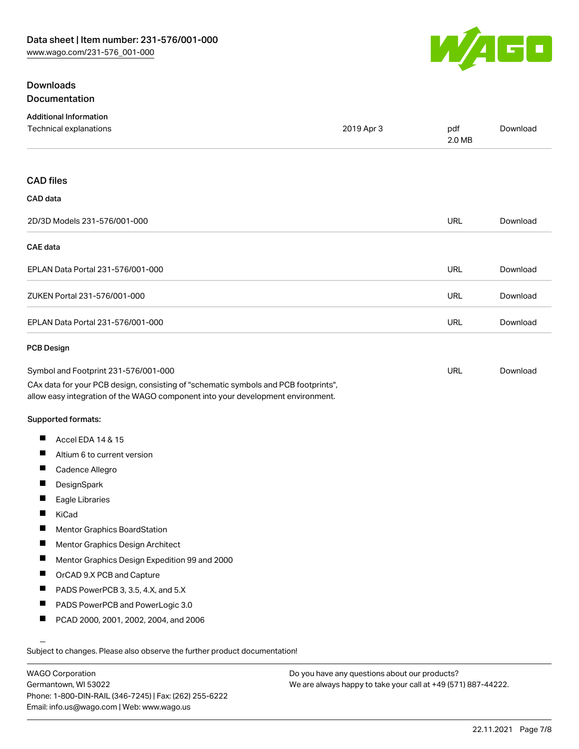## Downloads

### Documentation

**Additional Information**

| Technical explanations | 2019 Apr 3 | pdf 2.0 MB | Download |
| --- | --- | --- | --- |

### CAD files

**CAD data**

| 2D/3D Models 231-576/001-000 | URL | Download |
| --- | --- | --- |

**CAE data**

| EPLAN Data Portal 231-576/001-000 | URL | Download |
| --- | --- | --- |
| ZUKEN Portal 231-576/001-000 | URL | Download |
| EPLAN Data Portal 231-576/001-000 | URL | Download |

**PCB Design**

| Symbol and Footprint 231-576/001-000 | URL | Download |
| --- | --- | --- |

CAx data for your PCB design, consisting of "schematic symbols and PCB footprints", allow easy integration of the WAGO component into your development environment.

**Supported formats:**

- Accel EDA 14 & 15
- Altium 6 to current version
- Cadence Allegro
- DesignSpark
- Eagle Libraries
- KiCad
- Mentor Graphics BoardStation
- Mentor Graphics Design Architect
- Mentor Graphics Design Expedition 99 and 2000
- OrCAD 9.X PCB and Capture
- PADS PowerPCB 3, 3.5, 4.X, and 5.X
- PADS PowerPCB and PowerLogic 3.0
- PCAD 2000, 2001, 2002, 2004, and 2006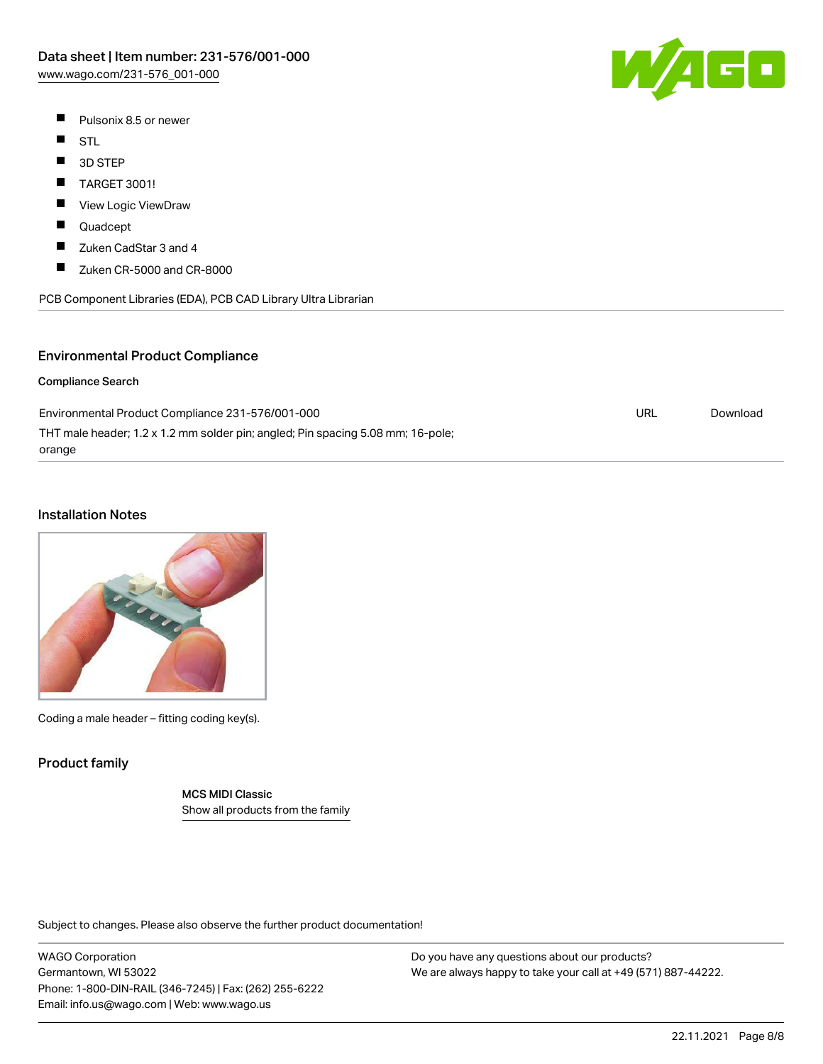- Pulsonix 8.5 or newer
- STL
- 3D STEP
- TARGET 3001!
- View Logic ViewDraw
- Quadcept
- Zuken CadStar 3 and 4
- Zuken CR-5000 and CR-8000

PCB Component Libraries (EDA), PCB CAD Library Ultra Librarian

## Environmental Product Compliance

**Compliance Search**

| | | |
|---|---|---|
| Environmental Product Compliance 231-576/001-000<br>THT male header; 1.2 x 1.2 mm solder pin; angled; Pin spacing 5.08 mm; 16-pole; orange | URL | Download |

## Installation Notes

Coding a male header – fitting coding key(s).

## Product family

MCS MIDI Classic
Show all products from the family

Subject to changes. Please also observe the further product documentation!

WAGO Corporation
Germantown, WI 53022
Phone: 1-800-DIN-RAIL (346-7245) | Fax: (262) 255-6222
Email: info.us@wago.com | Web: www.wago.us

Do you have any questions about our products?
We are always happy to take your call at +49 (571) 887-44222.